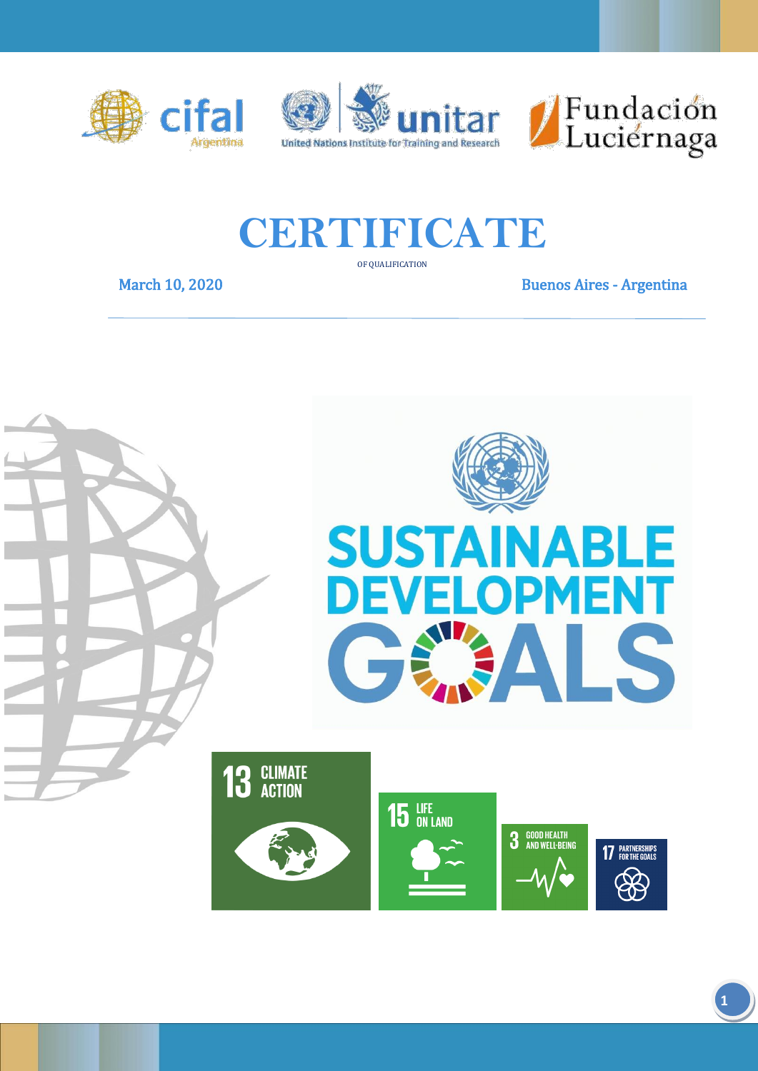cifal Argentina

unitar — United Nations Institute for Training and Research

Fundación Luciérnaga

# CERTIFICATE

OF QUALIFICATION

March 10, 2020 Buenos Aires - Argentina

---

SUSTAINABLE DEVELOPMENT GOALS

13 CLIMATE ACTION

15 LIFE ON LAND

3 GOOD HEALTH AND WELL-BEING

17 PARTNERSHIPS FOR THE GOALS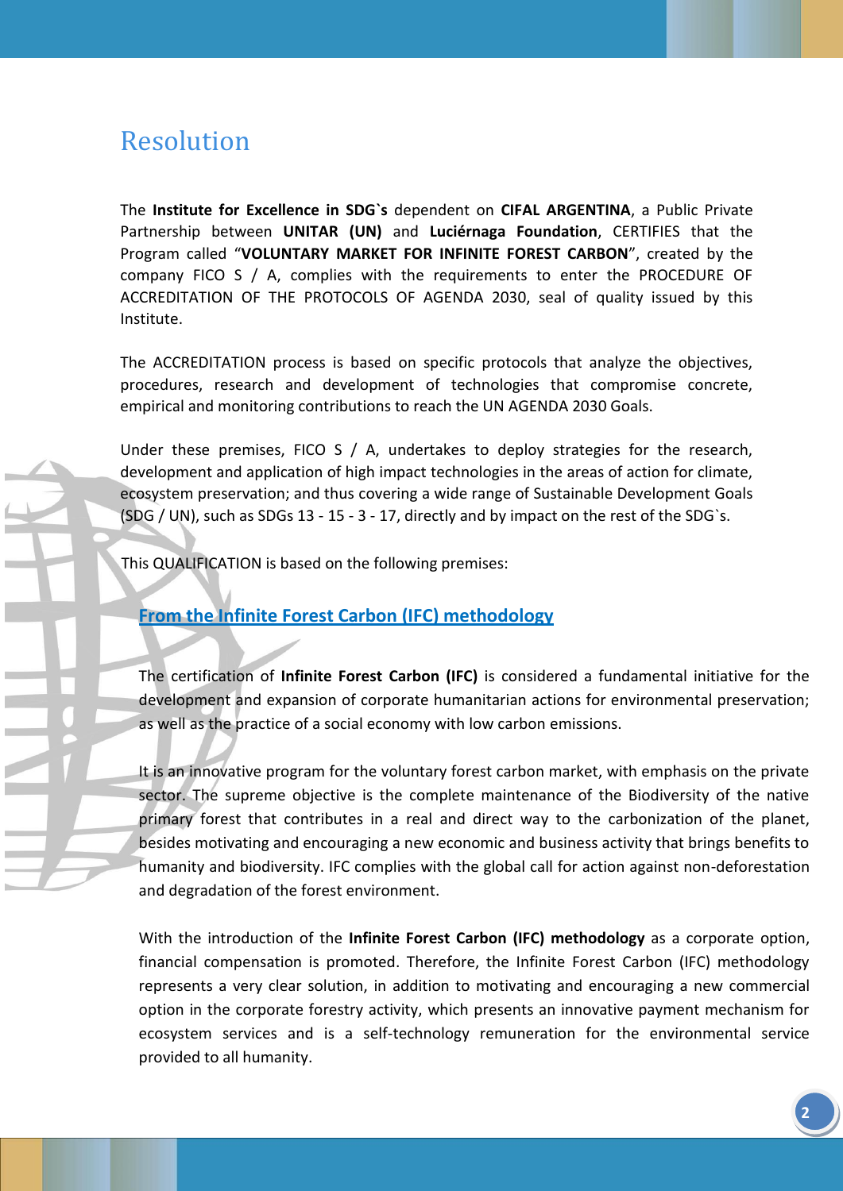# Resolution

The **Institute for Excellence in SDG`s** dependent on **CIFAL ARGENTINA**, a Public Private Partnership between **UNITAR (UN)** and **Luciérnaga Foundation**, CERTIFIES that the Program called "**VOLUNTARY MARKET FOR INFINITE FOREST CARBON**", created by the company FICO S / A, complies with the requirements to enter the PROCEDURE OF ACCREDITATION OF THE PROTOCOLS OF AGENDA 2030, seal of quality issued by this Institute.

The ACCREDITATION process is based on specific protocols that analyze the objectives, procedures, research and development of technologies that compromise concrete, empirical and monitoring contributions to reach the UN AGENDA 2030 Goals.

Under these premises, FICO S / A, undertakes to deploy strategies for the research, development and application of high impact technologies in the areas of action for climate, ecosystem preservation; and thus covering a wide range of Sustainable Development Goals (SDG / UN), such as SDGs 13 - 15 - 3 - 17, directly and by impact on the rest of the SDG`s.

This QUALIFICATION is based on the following premises:

## From the Infinite Forest Carbon (IFC) methodology

The certification of **Infinite Forest Carbon (IFC)** is considered a fundamental initiative for the development and expansion of corporate humanitarian actions for environmental preservation; as well as the practice of a social economy with low carbon emissions.

It is an innovative program for the voluntary forest carbon market, with emphasis on the private sector. The supreme objective is the complete maintenance of the Biodiversity of the native primary forest that contributes in a real and direct way to the carbonization of the planet, besides motivating and encouraging a new economic and business activity that brings benefits to humanity and biodiversity. IFC complies with the global call for action against non-deforestation and degradation of the forest environment.

With the introduction of the **Infinite Forest Carbon (IFC) methodology** as a corporate option, financial compensation is promoted. Therefore, the Infinite Forest Carbon (IFC) methodology represents a very clear solution, in addition to motivating and encouraging a new commercial option in the corporate forestry activity, which presents an innovative payment mechanism for ecosystem services and is a self-technology remuneration for the environmental service provided to all humanity.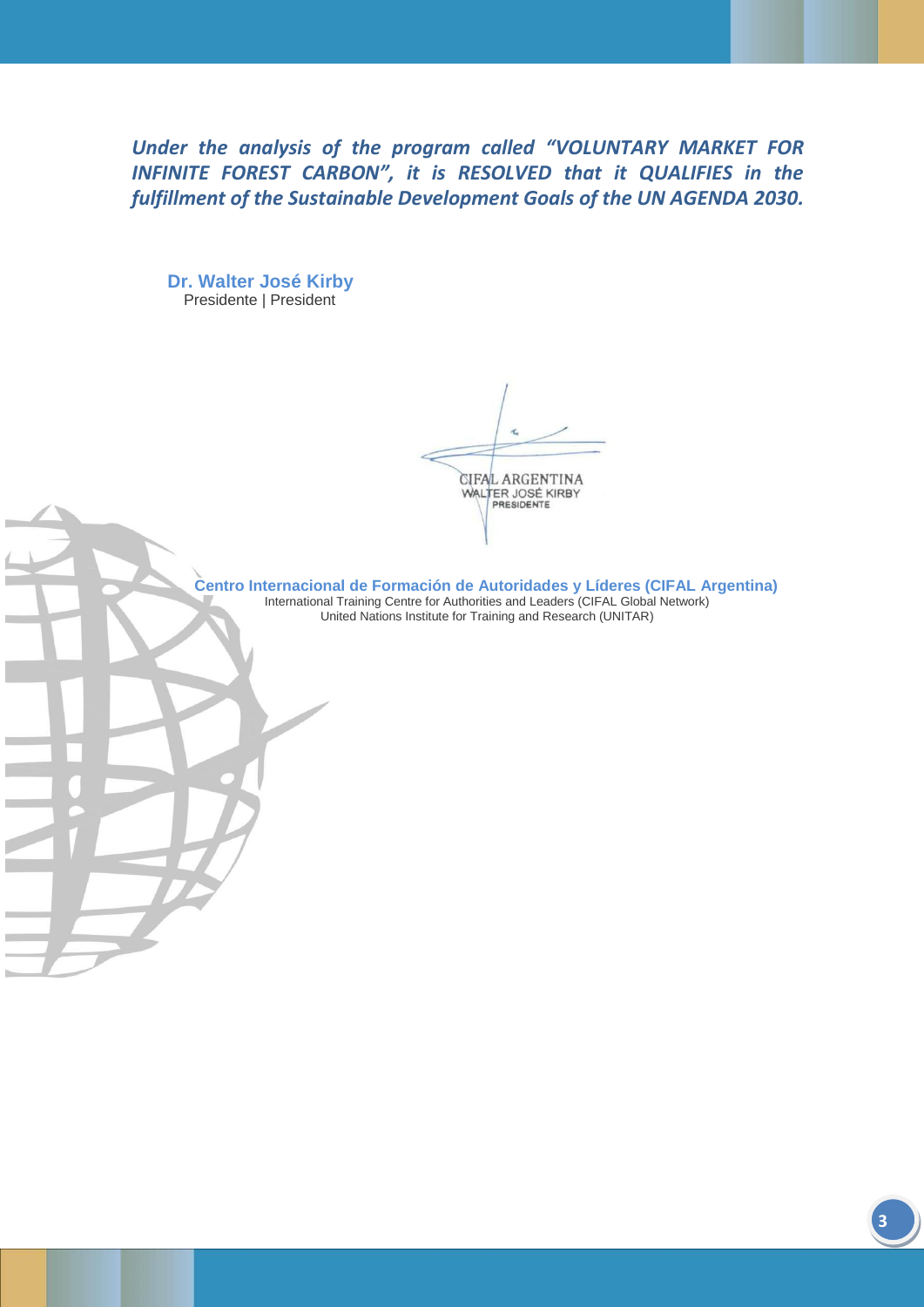***Under the analysis of the program called "VOLUNTARY MARKET FOR INFINITE FOREST CARBON", it is RESOLVED that it QUALIFIES in the fulfillment of the Sustainable Development Goals of the UN AGENDA 2030.***

**Dr. Walter José Kirby**
Presidente | President

CIFAL ARGENTINA
WALTER JOSÉ KIRBY
PRESIDENTE

**Centro Internacional de Formación de Autoridades y Líderes (CIFAL Argentina)**
International Training Centre for Authorities and Leaders (CIFAL Global Network)
United Nations Institute for Training and Research (UNITAR)